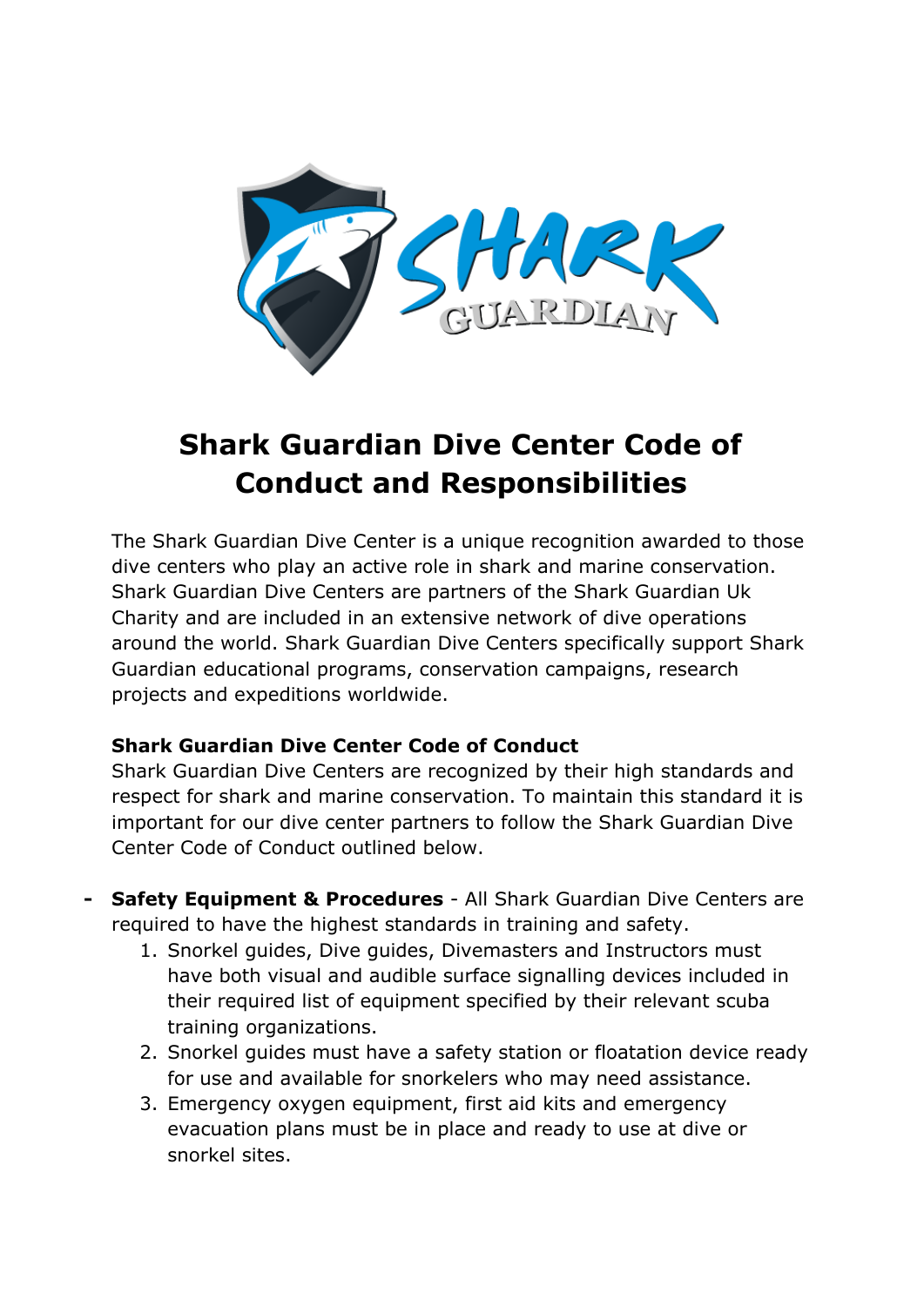# Shark Guardian Dive Center Code of Conduct and Responsibilities

The Shark Guardian Dive Center is a unique recognition awarded to those dive centers who play an active role in shark and marine conservation. Shark Guardian Dive Centers are partners of the Shark Guardian Uk Charity and are included in an extensive network of dive operations around the world. Shark Guardian Dive Centers specifically support Shark Guardian educational programs, conservation campaigns, research projects and expeditions worldwide.

**Shark Guardian Dive Center Code of Conduct**

Shark Guardian Dive Centers are recognized by their high standards and respect for shark and marine conservation. To maintain this standard it is important for our dive center partners to follow the Shark Guardian Dive Center Code of Conduct outlined below.

- **Safety Equipment & Procedures** - All Shark Guardian Dive Centers are required to have the highest standards in training and safety.
    1. Snorkel guides, Dive guides, Divemasters and Instructors must have both visual and audible surface signalling devices included in their required list of equipment specified by their relevant scuba training organizations.
    2. Snorkel guides must have a safety station or floatation device ready for use and available for snorkelers who may need assistance.
    3. Emergency oxygen equipment, first aid kits and emergency evacuation plans must be in place and ready to use at dive or snorkel sites.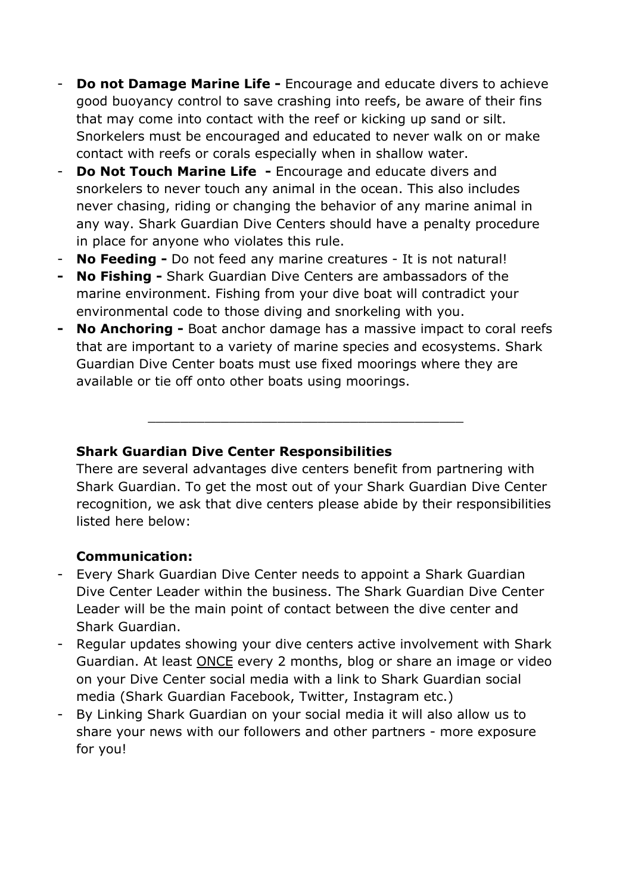- **Do not Damage Marine Life -** Encourage and educate divers to achieve good buoyancy control to save crashing into reefs, be aware of their fins that may come into contact with the reef or kicking up sand or silt. Snorkelers must be encouraged and educated to never walk on or make contact with reefs or corals especially when in shallow water.
- **Do Not Touch Marine Life -** Encourage and educate divers and snorkelers to never touch any animal in the ocean. This also includes never chasing, riding or changing the behavior of any marine animal in any way. Shark Guardian Dive Centers should have a penalty procedure in place for anyone who violates this rule.
- **No Feeding -** Do not feed any marine creatures - It is not natural!
- **No Fishing -** Shark Guardian Dive Centers are ambassadors of the marine environment. Fishing from your dive boat will contradict your environmental code to those diving and snorkeling with you.
- **No Anchoring -** Boat anchor damage has a massive impact to coral reefs that are important to a variety of marine species and ecosystems. Shark Guardian Dive Center boats must use fixed moorings where they are available or tie off onto other boats using moorings.

---

**Shark Guardian Dive Center Responsibilities**

There are several advantages dive centers benefit from partnering with Shark Guardian. To get the most out of your Shark Guardian Dive Center recognition, we ask that dive centers please abide by their responsibilities listed here below:

**Communication:**

- Every Shark Guardian Dive Center needs to appoint a Shark Guardian Dive Center Leader within the business. The Shark Guardian Dive Center Leader will be the main point of contact between the dive center and Shark Guardian.
- Regular updates showing your dive centers active involvement with Shark Guardian. At least <u>ONCE</u> every 2 months, blog or share an image or video on your Dive Center social media with a link to Shark Guardian social media (Shark Guardian Facebook, Twitter, Instagram etc.)
- By Linking Shark Guardian on your social media it will also allow us to share your news with our followers and other partners - more exposure for you!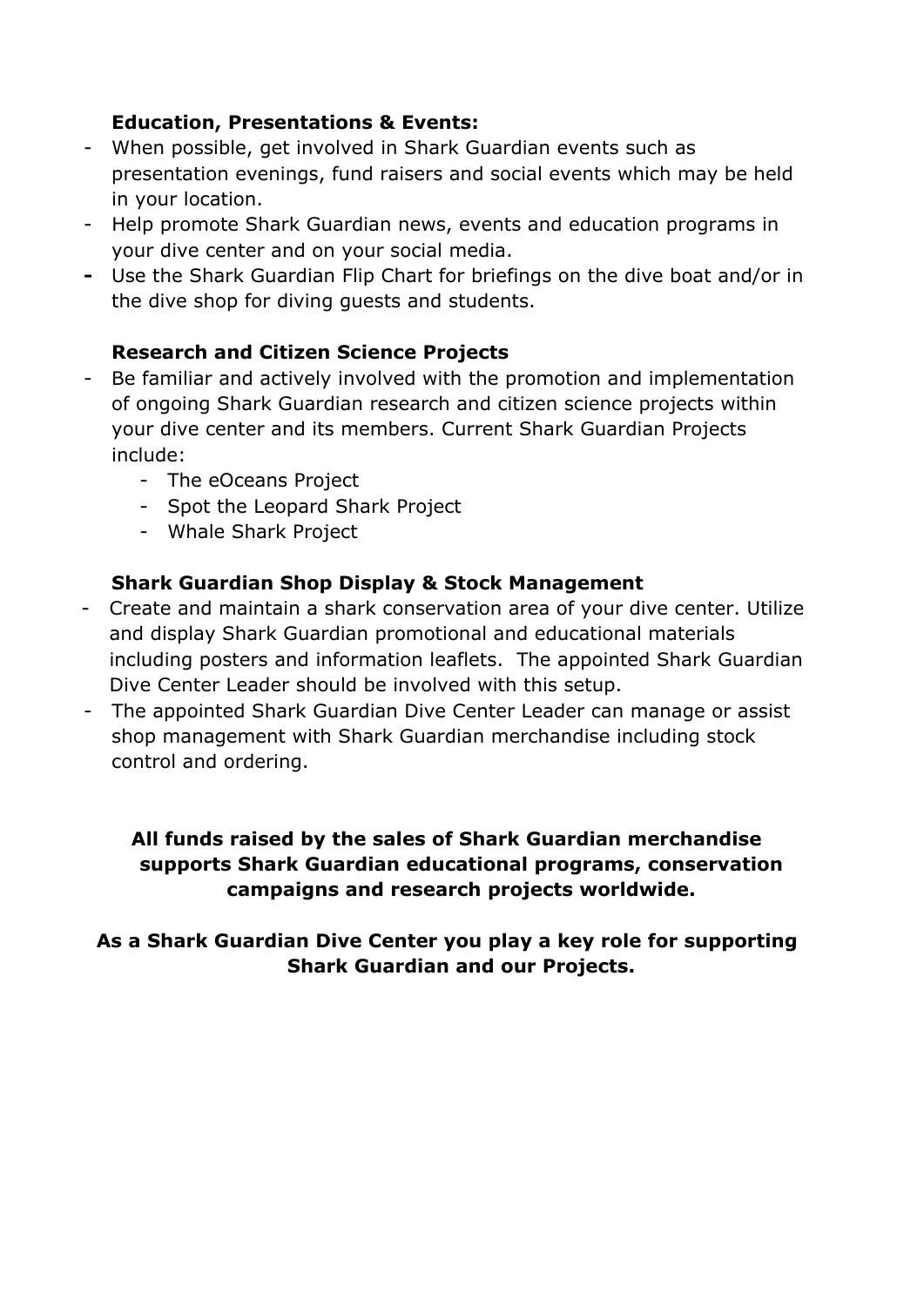**Education, Presentations & Events:**

- When possible, get involved in Shark Guardian events such as presentation evenings, fund raisers and social events which may be held in your location.
- Help promote Shark Guardian news, events and education programs in your dive center and on your social media.
- Use the Shark Guardian Flip Chart for briefings on the dive boat and/or in the dive shop for diving guests and students.

**Research and Citizen Science Projects**

- Be familiar and actively involved with the promotion and implementation of ongoing Shark Guardian research and citizen science projects within your dive center and its members. Current Shark Guardian Projects include:
    - The eOceans Project
    - Spot the Leopard Shark Project
    - Whale Shark Project

**Shark Guardian Shop Display & Stock Management**

- Create and maintain a shark conservation area of your dive center. Utilize and display Shark Guardian promotional and educational materials including posters and information leaflets. The appointed Shark Guardian Dive Center Leader should be involved with this setup.
- The appointed Shark Guardian Dive Center Leader can manage or assist shop management with Shark Guardian merchandise including stock control and ordering.

**All funds raised by the sales of Shark Guardian merchandise supports Shark Guardian educational programs, conservation campaigns and research projects worldwide.**

**As a Shark Guardian Dive Center you play a key role for supporting Shark Guardian and our Projects.**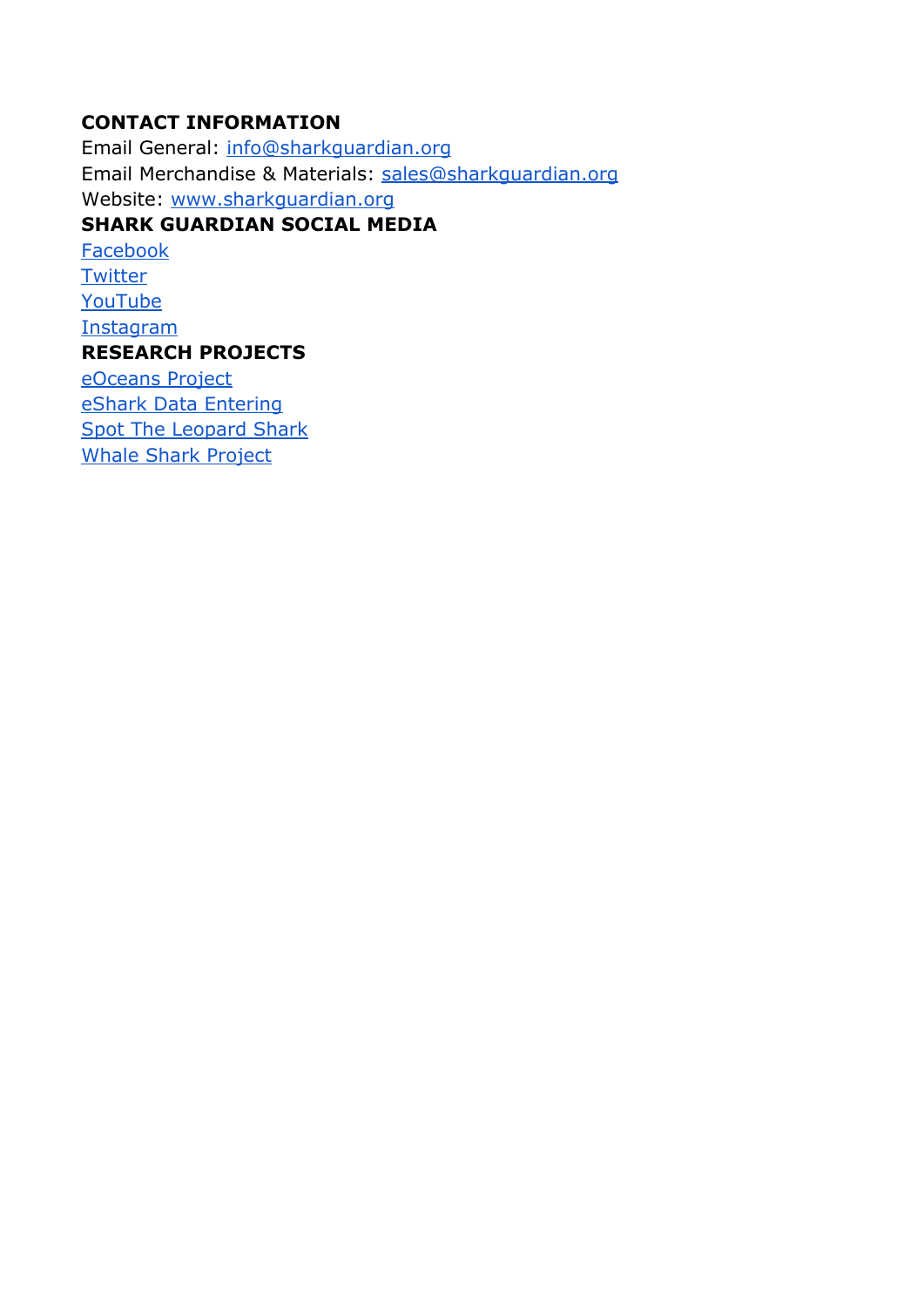**CONTACT INFORMATION**

Email General: info@sharkguardian.org

Email Merchandise & Materials: sales@sharkguardian.org

Website: www.sharkguardian.org

**SHARK GUARDIAN SOCIAL MEDIA**

Facebook

Twitter

YouTube

Instagram

**RESEARCH PROJECTS**

eOceans Project

eShark Data Entering

Spot The Leopard Shark

Whale Shark Project